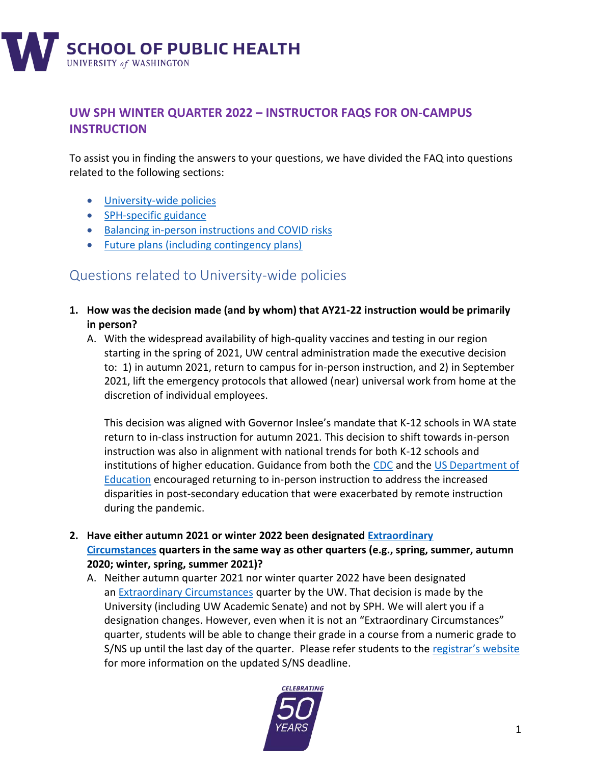# UW SPH WINTER QUARTER 2022 – INSTRUCTOR FAQS FOR ON-CAMPUS INSTRUCTION

To assist you in finding the answers to your questions, we have divided the FAQ into questions related to the following sections:

- University-wide policies
- SPH-specific guidance
- Balancing in-person instructions and COVID risks
- Future plans (including contingency plans)

## Questions related to University-wide policies

1. **How was the decision made (and by whom) that AY21-22 instruction would be primarily in person?**

   A. With the widespread availability of high-quality vaccines and testing in our region starting in the spring of 2021, UW central administration made the executive decision to: 1) in autumn 2021, return to campus for in-person instruction, and 2) in September 2021, lift the emergency protocols that allowed (near) universal work from home at the discretion of individual employees.

   This decision was aligned with Governor Inslee's mandate that K-12 schools in WA state return to in-class instruction for autumn 2021. This decision to shift towards in-person instruction was also in alignment with national trends for both K-12 schools and institutions of higher education. Guidance from both the CDC and the US Department of Education encouraged returning to in-person instruction to address the increased disparities in post-secondary education that were exacerbated by remote instruction during the pandemic.

2. **Have either autumn 2021 or winter 2022 been designated Extraordinary Circumstances quarters in the same way as other quarters (e.g., spring, summer, autumn 2020; winter, spring, summer 2021)?**

   A. Neither autumn quarter 2021 nor winter quarter 2022 have been designated an Extraordinary Circumstances quarter by the UW. That decision is made by the University (including UW Academic Senate) and not by SPH. We will alert you if a designation changes. However, even when it is not an "Extraordinary Circumstances" quarter, students will be able to change their grade in a course from a numeric grade to S/NS up until the last day of the quarter. Please refer students to the registrar's website for more information on the updated S/NS deadline.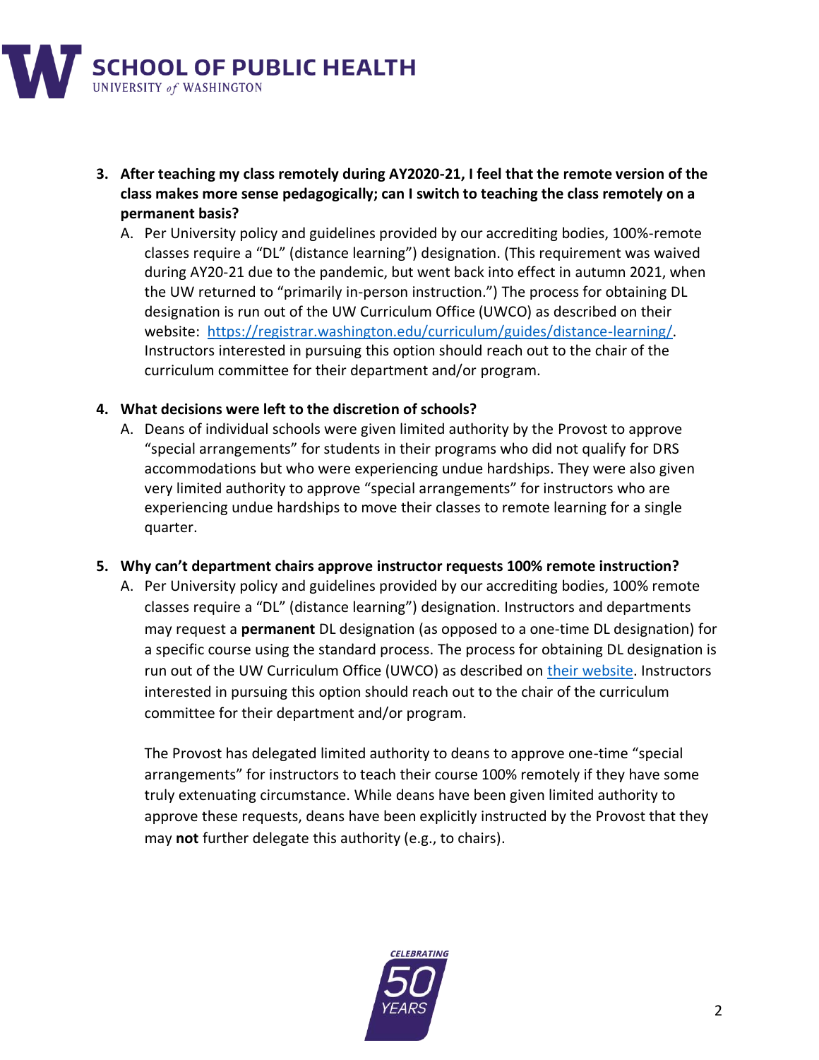3. **After teaching my class remotely during AY2020-21, I feel that the remote version of the class makes more sense pedagogically; can I switch to teaching the class remotely on a permanent basis?**
   A. Per University policy and guidelines provided by our accrediting bodies, 100%-remote classes require a "DL" (distance learning") designation. (This requirement was waived during AY20-21 due to the pandemic, but went back into effect in autumn 2021, when the UW returned to "primarily in-person instruction.") The process for obtaining DL designation is run out of the UW Curriculum Office (UWCO) as described on their website: [https://registrar.washington.edu/curriculum/guides/distance-learning/](https://registrar.washington.edu/curriculum/guides/distance-learning/). Instructors interested in pursuing this option should reach out to the chair of the curriculum committee for their department and/or program.

4. **What decisions were left to the discretion of schools?**
   A. Deans of individual schools were given limited authority by the Provost to approve "special arrangements" for students in their programs who did not qualify for DRS accommodations but who were experiencing undue hardships. They were also given very limited authority to approve "special arrangements" for instructors who are experiencing undue hardships to move their classes to remote learning for a single quarter.

5. **Why can't department chairs approve instructor requests 100% remote instruction?**
   A. Per University policy and guidelines provided by our accrediting bodies, 100% remote classes require a "DL" (distance learning") designation. Instructors and departments may request a **permanent** DL designation (as opposed to a one-time DL designation) for a specific course using the standard process. The process for obtaining DL designation is run out of the UW Curriculum Office (UWCO) as described on [their website](https://registrar.washington.edu/curriculum/guides/distance-learning/). Instructors interested in pursuing this option should reach out to the chair of the curriculum committee for their department and/or program.

      The Provost has delegated limited authority to deans to approve one-time "special arrangements" for instructors to teach their course 100% remotely if they have some truly extenuating circumstance. While deans have been given limited authority to approve these requests, deans have been explicitly instructed by the Provost that they may **not** further delegate this authority (e.g., to chairs).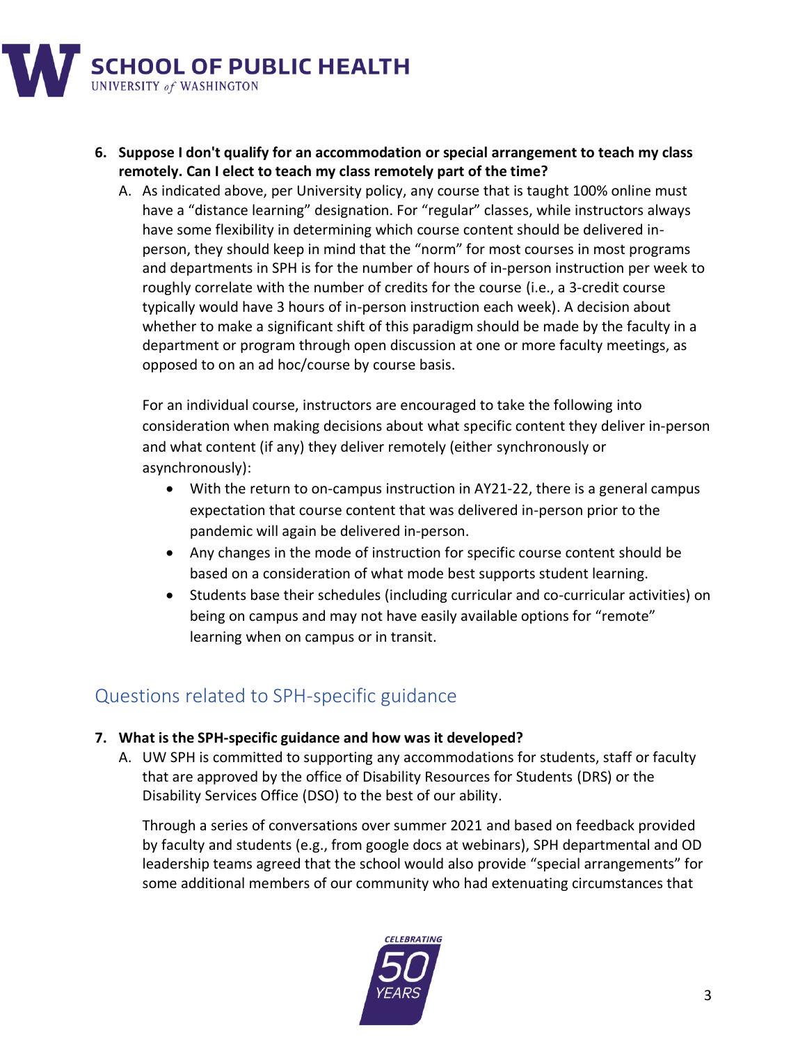6. **Suppose I don't qualify for an accommodation or special arrangement to teach my class remotely. Can I elect to teach my class remotely part of the time?**

   A. As indicated above, per University policy, any course that is taught 100% online must have a "distance learning" designation. For "regular" classes, while instructors always have some flexibility in determining which course content should be delivered in-person, they should keep in mind that the "norm" for most courses in most programs and departments in SPH is for the number of hours of in-person instruction per week to roughly correlate with the number of credits for the course (i.e., a 3-credit course typically would have 3 hours of in-person instruction each week). A decision about whether to make a significant shift of this paradigm should be made by the faculty in a department or program through open discussion at one or more faculty meetings, as opposed to on an ad hoc/course by course basis.

   For an individual course, instructors are encouraged to take the following into consideration when making decisions about what specific content they deliver in-person and what content (if any) they deliver remotely (either synchronously or asynchronously):

   - With the return to on-campus instruction in AY21-22, there is a general campus expectation that course content that was delivered in-person prior to the pandemic will again be delivered in-person.
   - Any changes in the mode of instruction for specific course content should be based on a consideration of what mode best supports student learning.
   - Students base their schedules (including curricular and co-curricular activities) on being on campus and may not have easily available options for "remote" learning when on campus or in transit.

## Questions related to SPH-specific guidance

7. **What is the SPH-specific guidance and how was it developed?**

   A. UW SPH is committed to supporting any accommodations for students, staff or faculty that are approved by the office of Disability Resources for Students (DRS) or the Disability Services Office (DSO) to the best of our ability.

   Through a series of conversations over summer 2021 and based on feedback provided by faculty and students (e.g., from google docs at webinars), SPH departmental and OD leadership teams agreed that the school would also provide "special arrangements" for some additional members of our community who had extenuating circumstances that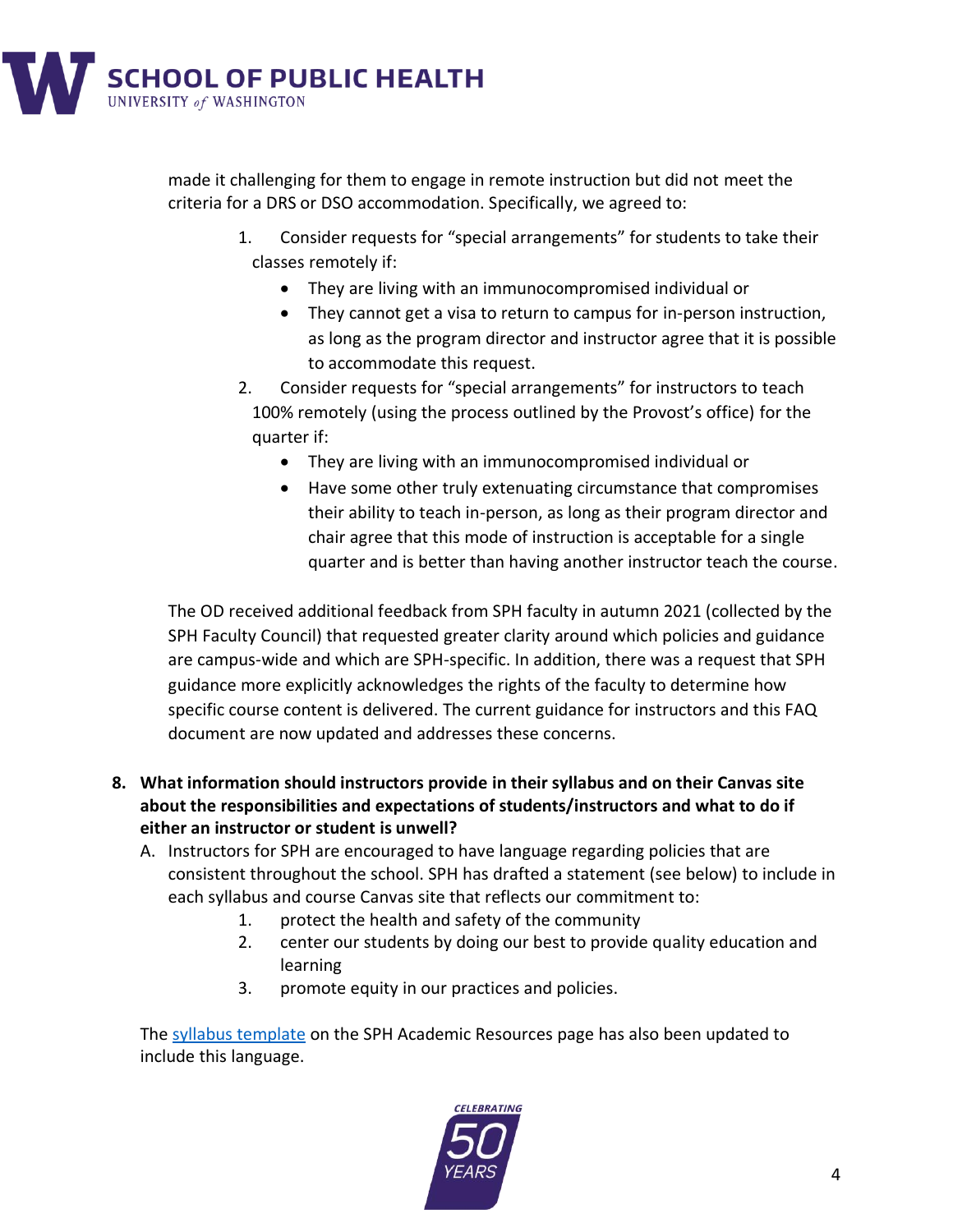made it challenging for them to engage in remote instruction but did not meet the criteria for a DRS or DSO accommodation. Specifically, we agreed to:

1. Consider requests for “special arrangements” for students to take their classes remotely if:
   - They are living with an immunocompromised individual or
   - They cannot get a visa to return to campus for in-person instruction, as long as the program director and instructor agree that it is possible to accommodate this request.
2. Consider requests for “special arrangements” for instructors to teach 100% remotely (using the process outlined by the Provost’s office) for the quarter if:
   - They are living with an immunocompromised individual or
   - Have some other truly extenuating circumstance that compromises their ability to teach in-person, as long as their program director and chair agree that this mode of instruction is acceptable for a single quarter and is better than having another instructor teach the course.

The OD received additional feedback from SPH faculty in autumn 2021 (collected by the SPH Faculty Council) that requested greater clarity around which policies and guidance are campus-wide and which are SPH-specific. In addition, there was a request that SPH guidance more explicitly acknowledges the rights of the faculty to determine how specific course content is delivered. The current guidance for instructors and this FAQ document are now updated and addresses these concerns.

8. **What information should instructors provide in their syllabus and on their Canvas site about the responsibilities and expectations of students/instructors and what to do if either an instructor or student is unwell?**

   A. Instructors for SPH are encouraged to have language regarding policies that are consistent throughout the school. SPH has drafted a statement (see below) to include in each syllabus and course Canvas site that reflects our commitment to:

      1. protect the health and safety of the community
      2. center our students by doing our best to provide quality education and learning
      3. promote equity in our practices and policies.

   The [syllabus template](#) on the SPH Academic Resources page has also been updated to include this language.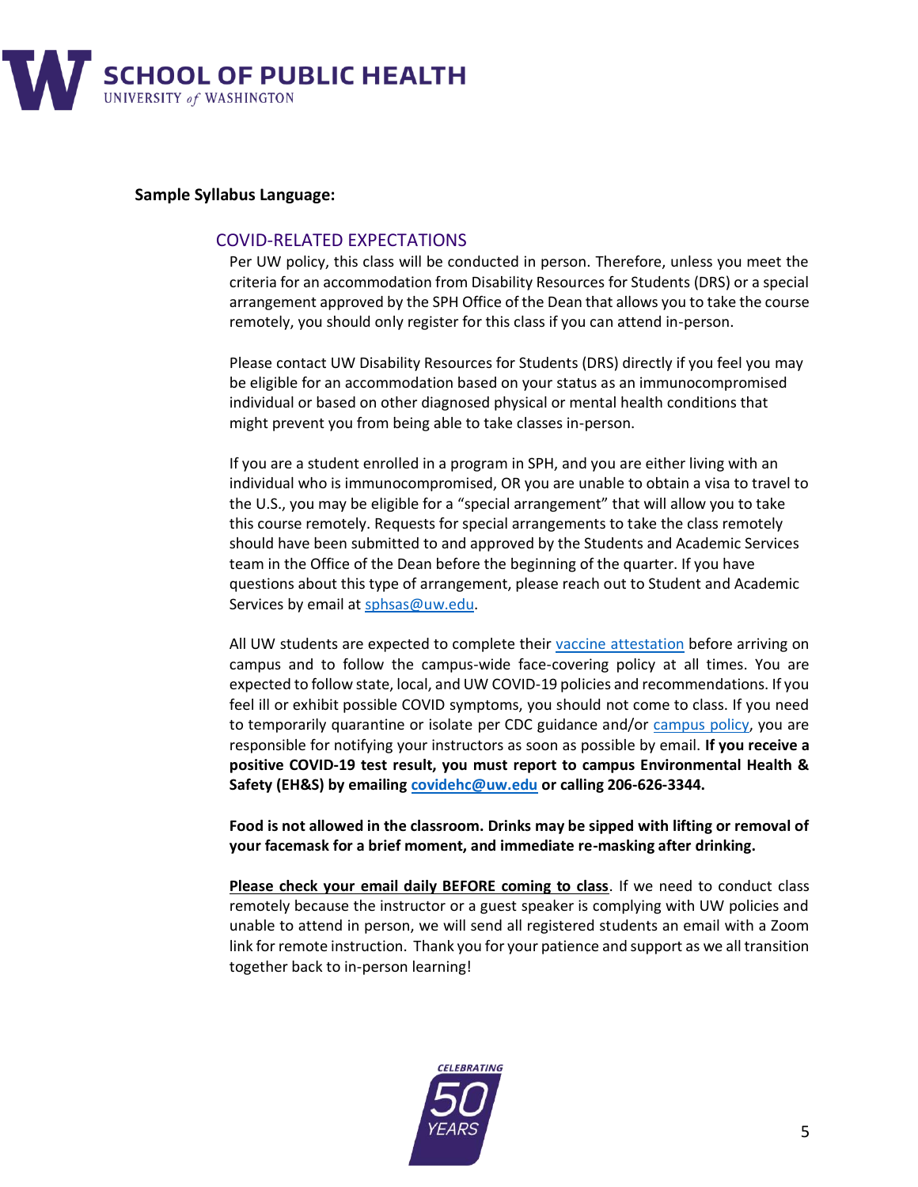**Sample Syllabus Language:**

## COVID-RELATED EXPECTATIONS

Per UW policy, this class will be conducted in person. Therefore, unless you meet the criteria for an accommodation from Disability Resources for Students (DRS) or a special arrangement approved by the SPH Office of the Dean that allows you to take the course remotely, you should only register for this class if you can attend in-person.

Please contact UW Disability Resources for Students (DRS) directly if you feel you may be eligible for an accommodation based on your status as an immunocompromised individual or based on other diagnosed physical or mental health conditions that might prevent you from being able to take classes in-person.

If you are a student enrolled in a program in SPH, and you are either living with an individual who is immunocompromised, OR you are unable to obtain a visa to travel to the U.S., you may be eligible for a "special arrangement" that will allow you to take this course remotely. Requests for special arrangements to take the class remotely should have been submitted to and approved by the Students and Academic Services team in the Office of the Dean before the beginning of the quarter. If you have questions about this type of arrangement, please reach out to Student and Academic Services by email at sphsas@uw.edu.

All UW students are expected to complete their vaccine attestation before arriving on campus and to follow the campus-wide face-covering policy at all times. You are expected to follow state, local, and UW COVID-19 policies and recommendations. If you feel ill or exhibit possible COVID symptoms, you should not come to class. If you need to temporarily quarantine or isolate per CDC guidance and/or campus policy, you are responsible for notifying your instructors as soon as possible by email. **If you receive a positive COVID-19 test result, you must report to campus Environmental Health & Safety (EH&S) by emailing covidehc@uw.edu or calling 206-626-3344.**

**Food is not allowed in the classroom. Drinks may be sipped with lifting or removal of your facemask for a brief moment, and immediate re-masking after drinking.**

**Please check your email daily BEFORE coming to class**. If we need to conduct class remotely because the instructor or a guest speaker is complying with UW policies and unable to attend in person, we will send all registered students an email with a Zoom link for remote instruction. Thank you for your patience and support as we all transition together back to in-person learning!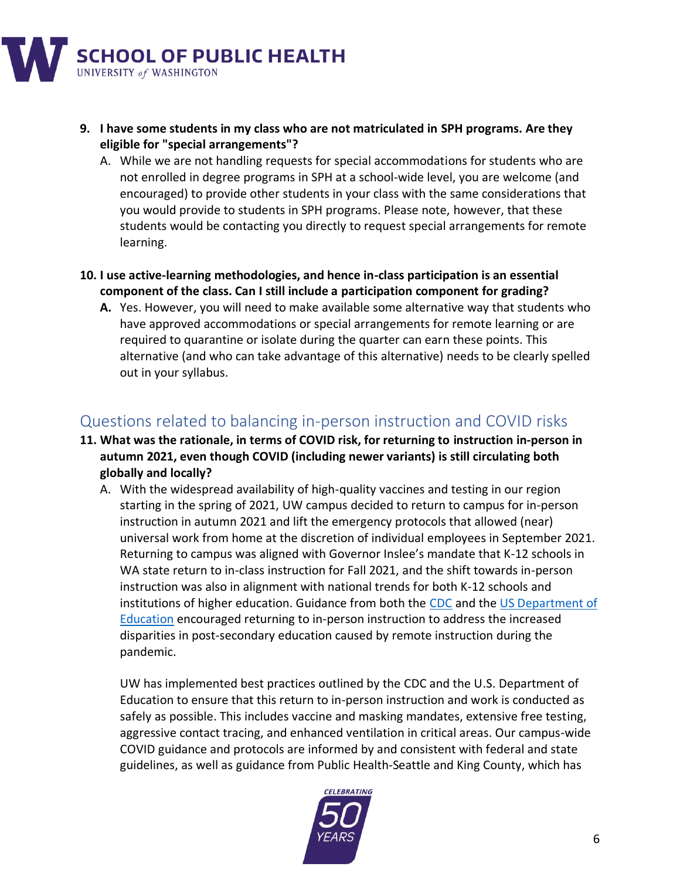9. **I have some students in my class who are not matriculated in SPH programs. Are they eligible for "special arrangements"?**
   A. While we are not handling requests for special accommodations for students who are not enrolled in degree programs in SPH at a school-wide level, you are welcome (and encouraged) to provide other students in your class with the same considerations that you would provide to students in SPH programs. Please note, however, that these students would be contacting you directly to request special arrangements for remote learning.

10. **I use active-learning methodologies, and hence in-class participation is an essential component of the class. Can I still include a participation component for grading?**
    **A.** Yes. However, you will need to make available some alternative way that students who have approved accommodations or special arrangements for remote learning or are required to quarantine or isolate during the quarter can earn these points. This alternative (and who can take advantage of this alternative) needs to be clearly spelled out in your syllabus.

## Questions related to balancing in-person instruction and COVID risks

11. **What was the rationale, in terms of COVID risk, for returning to instruction in-person in autumn 2021, even though COVID (including newer variants) is still circulating both globally and locally?**
    A. With the widespread availability of high-quality vaccines and testing in our region starting in the spring of 2021, UW campus decided to return to campus for in-person instruction in autumn 2021 and lift the emergency protocols that allowed (near) universal work from home at the discretion of individual employees in September 2021. Returning to campus was aligned with Governor Inslee's mandate that K-12 schools in WA state return to in-class instruction for Fall 2021, and the shift towards in-person instruction was also in alignment with national trends for both K-12 schools and institutions of higher education. Guidance from both the CDC and the US Department of Education encouraged returning to in-person instruction to address the increased disparities in post-secondary education caused by remote instruction during the pandemic.

    UW has implemented best practices outlined by the CDC and the U.S. Department of Education to ensure that this return to in-person instruction and work is conducted as safely as possible. This includes vaccine and masking mandates, extensive free testing, aggressive contact tracing, and enhanced ventilation in critical areas. Our campus-wide COVID guidance and protocols are informed by and consistent with federal and state guidelines, as well as guidance from Public Health-Seattle and King County, which has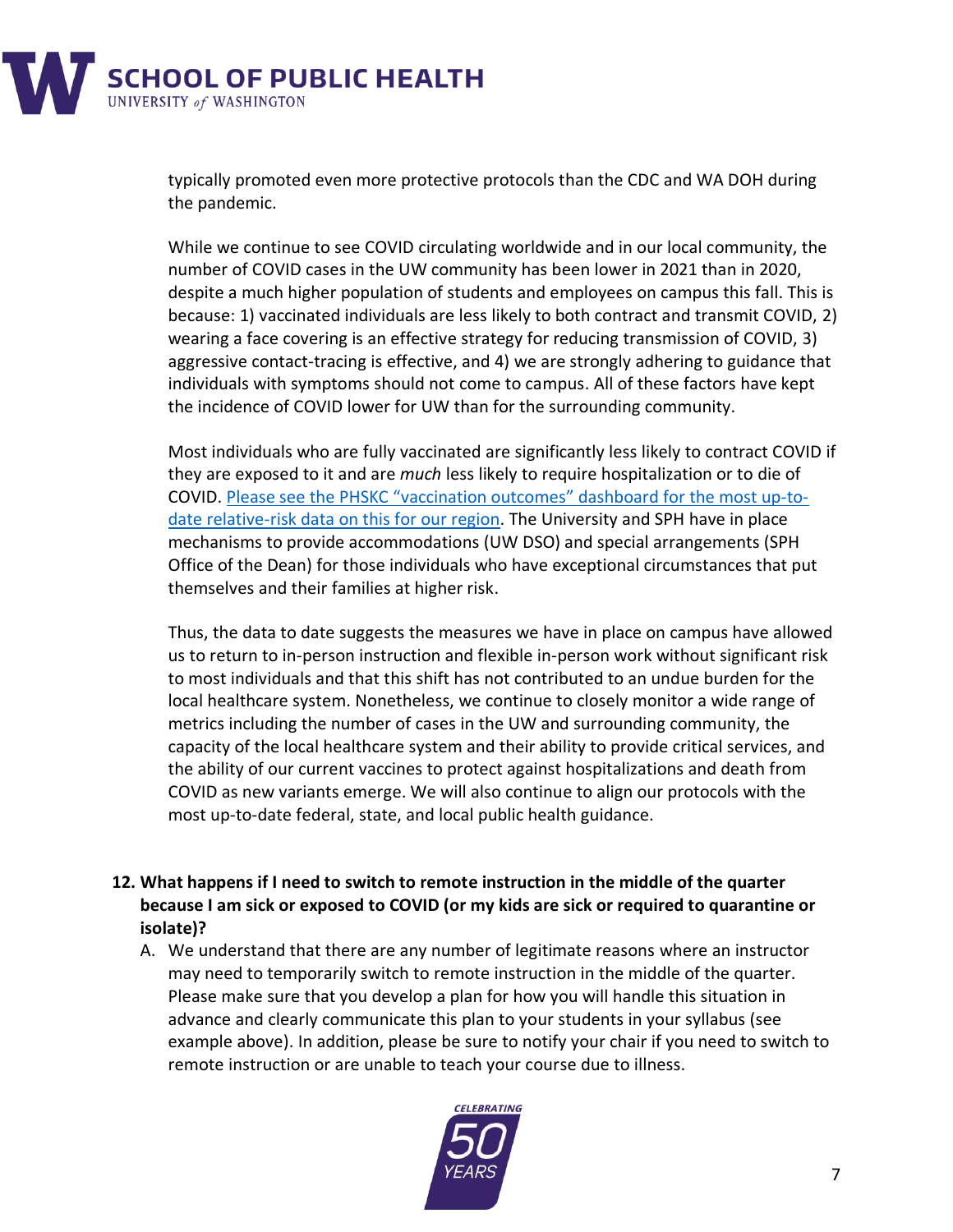typically promoted even more protective protocols than the CDC and WA DOH during the pandemic.

While we continue to see COVID circulating worldwide and in our local community, the number of COVID cases in the UW community has been lower in 2021 than in 2020, despite a much higher population of students and employees on campus this fall. This is because: 1) vaccinated individuals are less likely to both contract and transmit COVID, 2) wearing a face covering is an effective strategy for reducing transmission of COVID, 3) aggressive contact-tracing is effective, and 4) we are strongly adhering to guidance that individuals with symptoms should not come to campus. All of these factors have kept the incidence of COVID lower for UW than for the surrounding community.

Most individuals who are fully vaccinated are significantly less likely to contract COVID if they are exposed to it and are *much* less likely to require hospitalization or to die of COVID. Please see the PHSKC "vaccination outcomes" dashboard for the most up-to-date relative-risk data on this for our region. The University and SPH have in place mechanisms to provide accommodations (UW DSO) and special arrangements (SPH Office of the Dean) for those individuals who have exceptional circumstances that put themselves and their families at higher risk.

Thus, the data to date suggests the measures we have in place on campus have allowed us to return to in-person instruction and flexible in-person work without significant risk to most individuals and that this shift has not contributed to an undue burden for the local healthcare system. Nonetheless, we continue to closely monitor a wide range of metrics including the number of cases in the UW and surrounding community, the capacity of the local healthcare system and their ability to provide critical services, and the ability of our current vaccines to protect against hospitalizations and death from COVID as new variants emerge. We will also continue to align our protocols with the most up-to-date federal, state, and local public health guidance.

**12. What happens if I need to switch to remote instruction in the middle of the quarter because I am sick or exposed to COVID (or my kids are sick or required to quarantine or isolate)?**

A. We understand that there are any number of legitimate reasons where an instructor may need to temporarily switch to remote instruction in the middle of the quarter. Please make sure that you develop a plan for how you will handle this situation in advance and clearly communicate this plan to your students in your syllabus (see example above). In addition, please be sure to notify your chair if you need to switch to remote instruction or are unable to teach your course due to illness.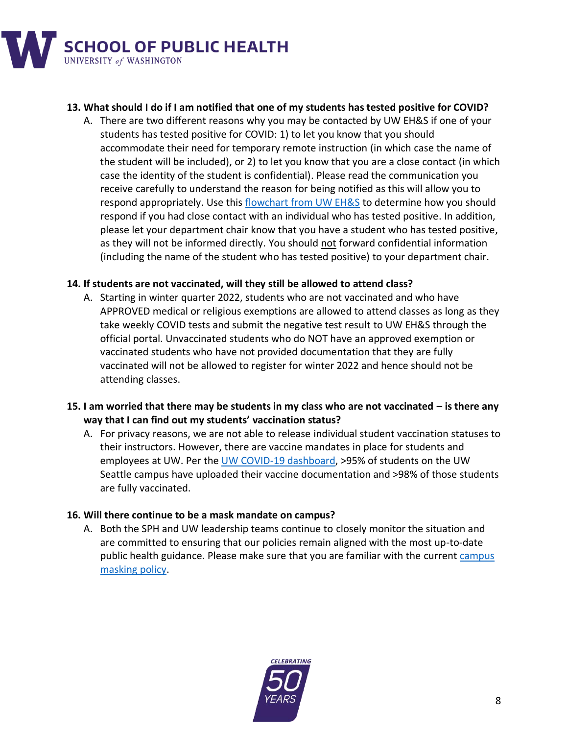**13. What should I do if I am notified that one of my students has tested positive for COVID?**

A. There are two different reasons why you may be contacted by UW EH&S if one of your students has tested positive for COVID: 1) to let you know that you should accommodate their need for temporary remote instruction (in which case the name of the student will be included), or 2) to let you know that you are a close contact (in which case the identity of the student is confidential). Please read the communication you receive carefully to understand the reason for being notified as this will allow you to respond appropriately. Use this flowchart from UW EH&S to determine how you should respond if you had close contact with an individual who has tested positive. In addition, please let your department chair know that you have a student who has tested positive, as they will not be informed directly. You should not forward confidential information (including the name of the student who has tested positive) to your department chair.

**14. If students are not vaccinated, will they still be allowed to attend class?**

A. Starting in winter quarter 2022, students who are not vaccinated and who have APPROVED medical or religious exemptions are allowed to attend classes as long as they take weekly COVID tests and submit the negative test result to UW EH&S through the official portal. Unvaccinated students who do NOT have an approved exemption or vaccinated students who have not provided documentation that they are fully vaccinated will not be allowed to register for winter 2022 and hence should not be attending classes.

**15. I am worried that there may be students in my class who are not vaccinated – is there any way that I can find out my students' vaccination status?**

A. For privacy reasons, we are not able to release individual student vaccination statuses to their instructors. However, there are vaccine mandates in place for students and employees at UW. Per the UW COVID-19 dashboard, >95% of students on the UW Seattle campus have uploaded their vaccine documentation and >98% of those students are fully vaccinated.

**16. Will there continue to be a mask mandate on campus?**

A. Both the SPH and UW leadership teams continue to closely monitor the situation and are committed to ensuring that our policies remain aligned with the most up-to-date public health guidance. Please make sure that you are familiar with the current campus masking policy.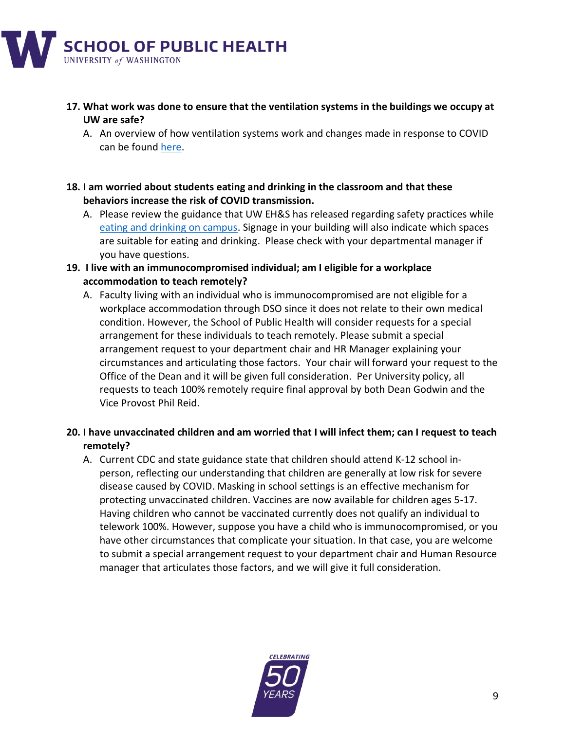17. **What work was done to ensure that the ventilation systems in the buildings we occupy at UW are safe?**
    A. An overview of how ventilation systems work and changes made in response to COVID can be found here.

18. **I am worried about students eating and drinking in the classroom and that these behaviors increase the risk of COVID transmission.**
    A. Please review the guidance that UW EH&S has released regarding safety practices while eating and drinking on campus. Signage in your building will also indicate which spaces are suitable for eating and drinking. Please check with your departmental manager if you have questions.

19. **I live with an immunocompromised individual; am I eligible for a workplace accommodation to teach remotely?**
    A. Faculty living with an individual who is immunocompromised are not eligible for a workplace accommodation through DSO since it does not relate to their own medical condition. However, the School of Public Health will consider requests for a special arrangement for these individuals to teach remotely. Please submit a special arrangement request to your department chair and HR Manager explaining your circumstances and articulating those factors. Your chair will forward your request to the Office of the Dean and it will be given full consideration. Per University policy, all requests to teach 100% remotely require final approval by both Dean Godwin and the Vice Provost Phil Reid.

20. **I have unvaccinated children and am worried that I will infect them; can I request to teach remotely?**
    A. Current CDC and state guidance state that children should attend K-12 school in-person, reflecting our understanding that children are generally at low risk for severe disease caused by COVID. Masking in school settings is an effective mechanism for protecting unvaccinated children. Vaccines are now available for children ages 5-17. Having children who cannot be vaccinated currently does not qualify an individual to telework 100%. However, suppose you have a child who is immunocompromised, or you have other circumstances that complicate your situation. In that case, you are welcome to submit a special arrangement request to your department chair and Human Resource manager that articulates those factors, and we will give it full consideration.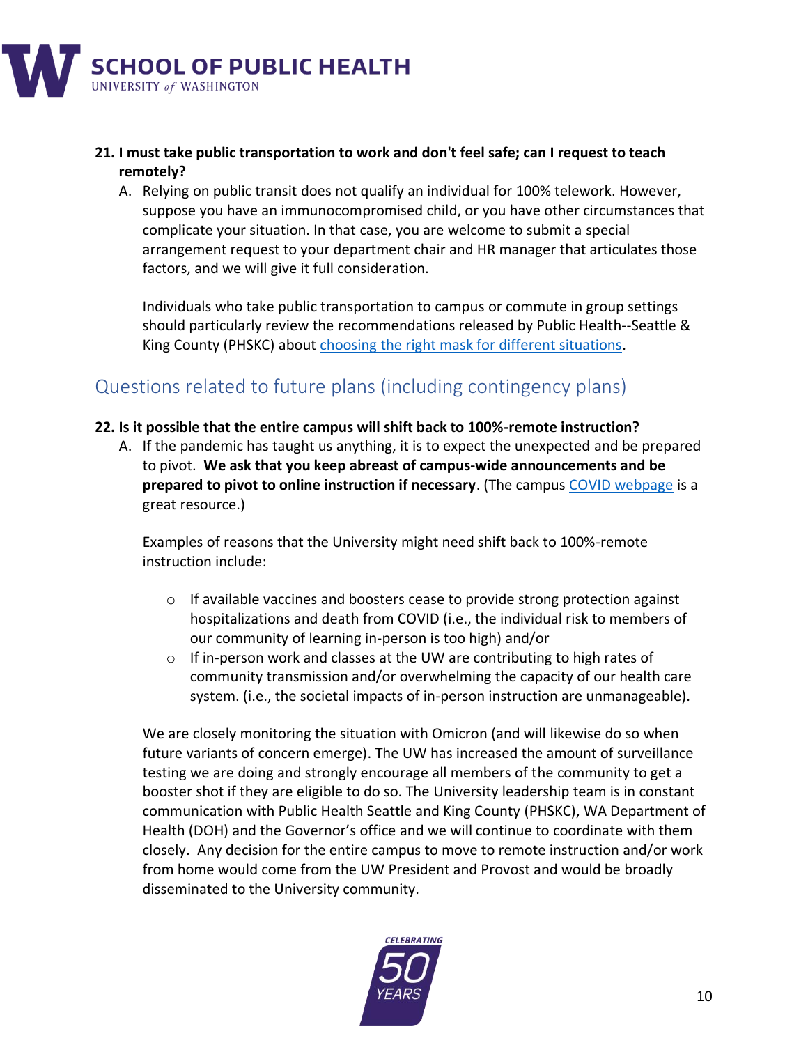**21. I must take public transportation to work and don't feel safe; can I request to teach remotely?**

A. Relying on public transit does not qualify an individual for 100% telework. However, suppose you have an immunocompromised child, or you have other circumstances that complicate your situation. In that case, you are welcome to submit a special arrangement request to your department chair and HR manager that articulates those factors, and we will give it full consideration.

Individuals who take public transportation to campus or commute in group settings should particularly review the recommendations released by Public Health--Seattle & King County (PHSKC) about [choosing the right mask for different situations].

## Questions related to future plans (including contingency plans)

**22. Is it possible that the entire campus will shift back to 100%-remote instruction?**

A. If the pandemic has taught us anything, it is to expect the unexpected and be prepared to pivot. **We ask that you keep abreast of campus-wide announcements and be prepared to pivot to online instruction if necessary**. (The campus [COVID webpage] is a great resource.)

Examples of reasons that the University might need shift back to 100%-remote instruction include:

- If available vaccines and boosters cease to provide strong protection against hospitalizations and death from COVID (i.e., the individual risk to members of our community of learning in-person is too high) and/or
- If in-person work and classes at the UW are contributing to high rates of community transmission and/or overwhelming the capacity of our health care system. (i.e., the societal impacts of in-person instruction are unmanageable).

We are closely monitoring the situation with Omicron (and will likewise do so when future variants of concern emerge). The UW has increased the amount of surveillance testing we are doing and strongly encourage all members of the community to get a booster shot if they are eligible to do so. The University leadership team is in constant communication with Public Health Seattle and King County (PHSKC), WA Department of Health (DOH) and the Governor's office and we will continue to coordinate with them closely. Any decision for the entire campus to move to remote instruction and/or work from home would come from the UW President and Provost and would be broadly disseminated to the University community.